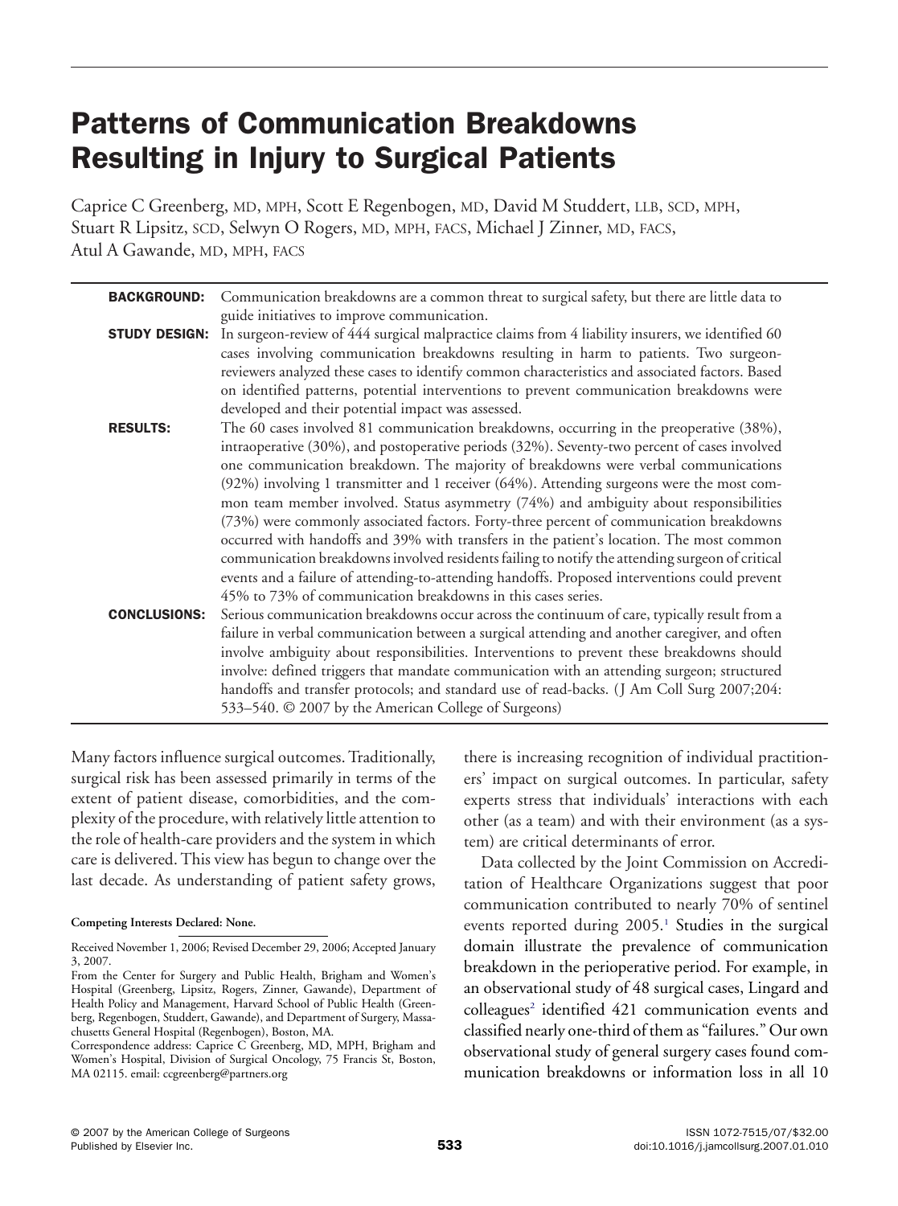# Patterns of Communication Breakdowns Resulting in Injury to Surgical Patients

Caprice C Greenberg, MD, MPH, Scott E Regenbogen, MD, David M Studdert, LLB, SCD, MPH, Stuart R Lipsitz, SCD, Selwyn O Rogers, MD, MPH, FACS, Michael J Zinner, MD, FACS, Atul A Gawande, MD, MPH, FACS

**BACKGROUND:** Communication breakdowns are a common threat to surgical safety, but there are little data to guide initiatives to improve communication.

**STUDY DESIGN:** In surgeon-review of 444 surgical malpractice claims from 4 liability insurers, we identified 60 cases involving communication breakdowns resulting in harm to patients. Two surgeon-reviewers analyzed these cases to identify common characteristics and associated factors. Based on identified patterns, potential interventions to prevent communication breakdowns were developed and their potential impact was assessed.

**RESULTS:** The 60 cases involved 81 communication breakdowns, occurring in the preoperative (38%), intraoperative (30%), and postoperative periods (32%). Seventy-two percent of cases involved one communication breakdown. The majority of breakdowns were verbal communications (92%) involving 1 transmitter and 1 receiver (64%). Attending surgeons were the most common team member involved. Status asymmetry (74%) and ambiguity about responsibilities (73%) were commonly associated factors. Forty-three percent of communication breakdowns occurred with handoffs and 39% with transfers in the patient's location. The most common communication breakdowns involved residents failing to notify the attending surgeon of critical events and a failure of attending-to-attending handoffs. Proposed interventions could prevent 45% to 73% of communication breakdowns in this cases series.

**CONCLUSIONS:** Serious communication breakdowns occur across the continuum of care, typically result from a failure in verbal communication between a surgical attending and another caregiver, and often involve ambiguity about responsibilities. Interventions to prevent these breakdowns should involve: defined triggers that mandate communication with an attending surgeon; structured handoffs and transfer protocols; and standard use of read-backs. (J Am Coll Surg 2007;204: 533–540. © 2007 by the American College of Surgeons)

Many factors influence surgical outcomes. Traditionally, surgical risk has been assessed primarily in terms of the extent of patient disease, comorbidities, and the complexity of the procedure, with relatively little attention to the role of health-care providers and the system in which care is delivered. This view has begun to change over the last decade. As understanding of patient safety grows, there is increasing recognition of individual practitioners' impact on surgical outcomes. In particular, safety experts stress that individuals' interactions with each other (as a team) and with their environment (as a system) are critical determinants of error.

Data collected by the Joint Commission on Accreditation of Healthcare Organizations suggest that poor communication contributed to nearly 70% of sentinel events reported during 2005.[1] Studies in the surgical domain illustrate the prevalence of communication breakdown in the perioperative period. For example, in an observational study of 48 surgical cases, Lingard and colleagues[2] identified 421 communication events and classified nearly one-third of them as "failures." Our own observational study of general surgery cases found communication breakdowns or information loss in all 10

**Competing Interests Declared: None.**

Received November 1, 2006; Revised December 29, 2006; Accepted January 3, 2007.

From the Center for Surgery and Public Health, Brigham and Women's Hospital (Greenberg, Lipsitz, Rogers, Zinner, Gawande), Department of Health Policy and Management, Harvard School of Public Health (Greenberg, Regenbogen, Studdert, Gawande), and Department of Surgery, Massachusetts General Hospital (Regenbogen), Boston, MA.

Correspondence address: Caprice C Greenberg, MD, MPH, Brigham and Women's Hospital, Division of Surgical Oncology, 75 Francis St, Boston, MA 02115. email: ccgreenberg@partners.org

© 2007 by the American College of Surgeons
Published by Elsevier Inc.

ISSN 1072-7515/07/$32.00
doi:10.1016/j.jamcollsurg.2007.01.010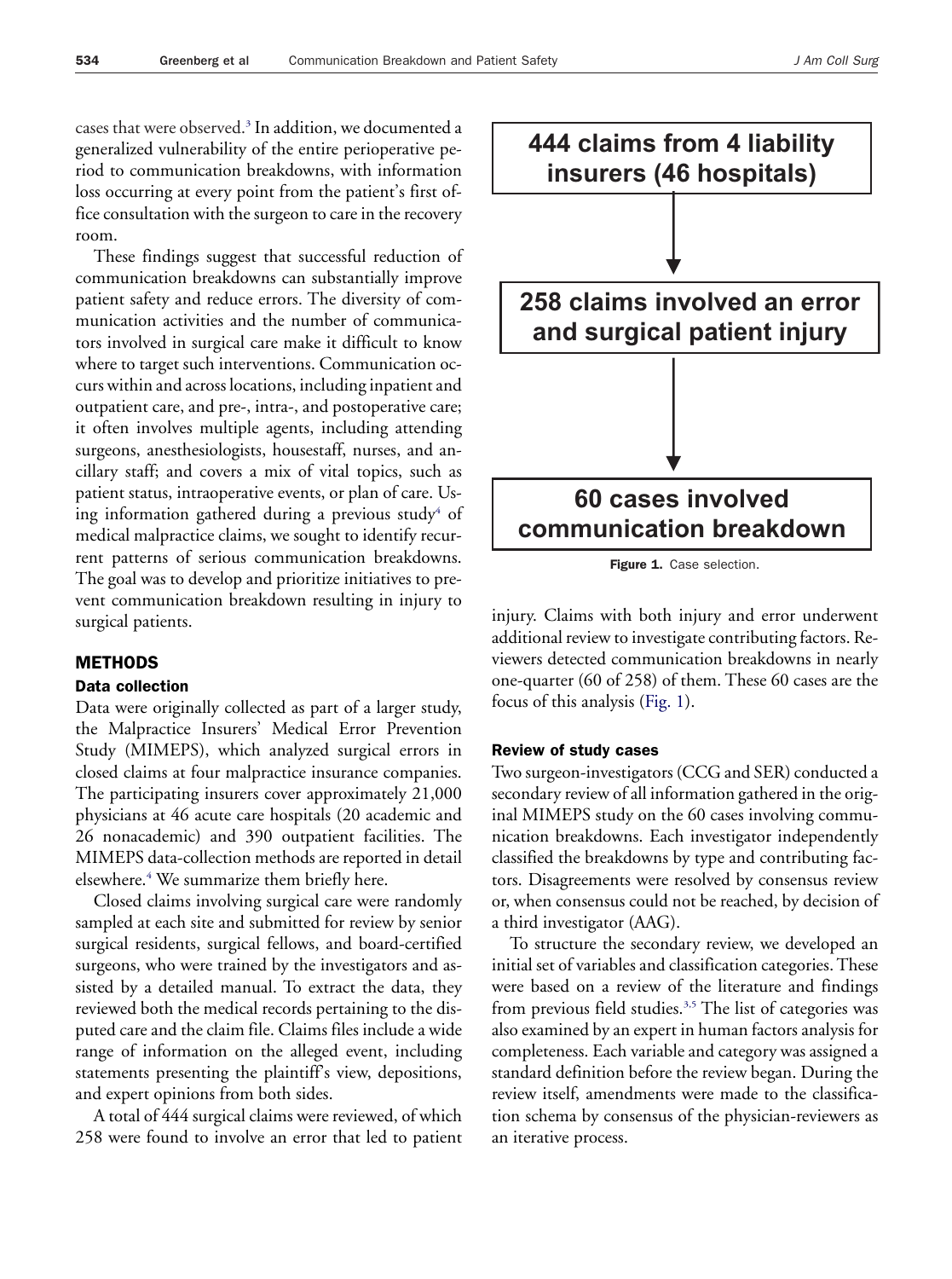cases that were observed.[3] In addition, we documented a generalized vulnerability of the entire perioperative period to communication breakdowns, with information loss occurring at every point from the patient's first office consultation with the surgeon to care in the recovery room.

These findings suggest that successful reduction of communication breakdowns can substantially improve patient safety and reduce errors. The diversity of communication activities and the number of communicators involved in surgical care make it difficult to know where to target such interventions. Communication occurs within and across locations, including inpatient and outpatient care, and pre-, intra-, and postoperative care; it often involves multiple agents, including attending surgeons, anesthesiologists, housestaff, nurses, and ancillary staff; and covers a mix of vital topics, such as patient status, intraoperative events, or plan of care. Using information gathered during a previous study[4] of medical malpractice claims, we sought to identify recurrent patterns of serious communication breakdowns. The goal was to develop and prioritize initiatives to prevent communication breakdown resulting in injury to surgical patients.

## METHODS

### Data collection

Data were originally collected as part of a larger study, the Malpractice Insurers' Medical Error Prevention Study (MIMEPS), which analyzed surgical errors in closed claims at four malpractice insurance companies. The participating insurers cover approximately 21,000 physicians at 46 acute care hospitals (20 academic and 26 nonacademic) and 390 outpatient facilities. The MIMEPS data-collection methods are reported in detail elsewhere.[4] We summarize them briefly here.

Closed claims involving surgical care were randomly sampled at each site and submitted for review by senior surgical residents, surgical fellows, and board-certified surgeons, who were trained by the investigators and assisted by a detailed manual. To extract the data, they reviewed both the medical records pertaining to the disputed care and the claim file. Claims files include a wide range of information on the alleged event, including statements presenting the plaintiff's view, depositions, and expert opinions from both sides.

A total of 444 surgical claims were reviewed, of which 258 were found to involve an error that led to patient injury. Claims with both injury and error underwent additional review to investigate contributing factors. Reviewers detected communication breakdowns in nearly one-quarter (60 of 258) of them. These 60 cases are the focus of this analysis (Fig. 1).

**444 claims from 4 liability insurers (46 hospitals)**

↓

**258 claims involved an error and surgical patient injury**

↓

**60 cases involved communication breakdown**

**Figure 1.** Case selection.

### Review of study cases

Two surgeon-investigators (CCG and SER) conducted a secondary review of all information gathered in the original MIMEPS study on the 60 cases involving communication breakdowns. Each investigator independently classified the breakdowns by type and contributing factors. Disagreements were resolved by consensus review or, when consensus could not be reached, by decision of a third investigator (AAG).

To structure the secondary review, we developed an initial set of variables and classification categories. These were based on a review of the literature and findings from previous field studies.[3,5] The list of categories was also examined by an expert in human factors analysis for completeness. Each variable and category was assigned a standard definition before the review began. During the review itself, amendments were made to the classification schema by consensus of the physician-reviewers as an iterative process.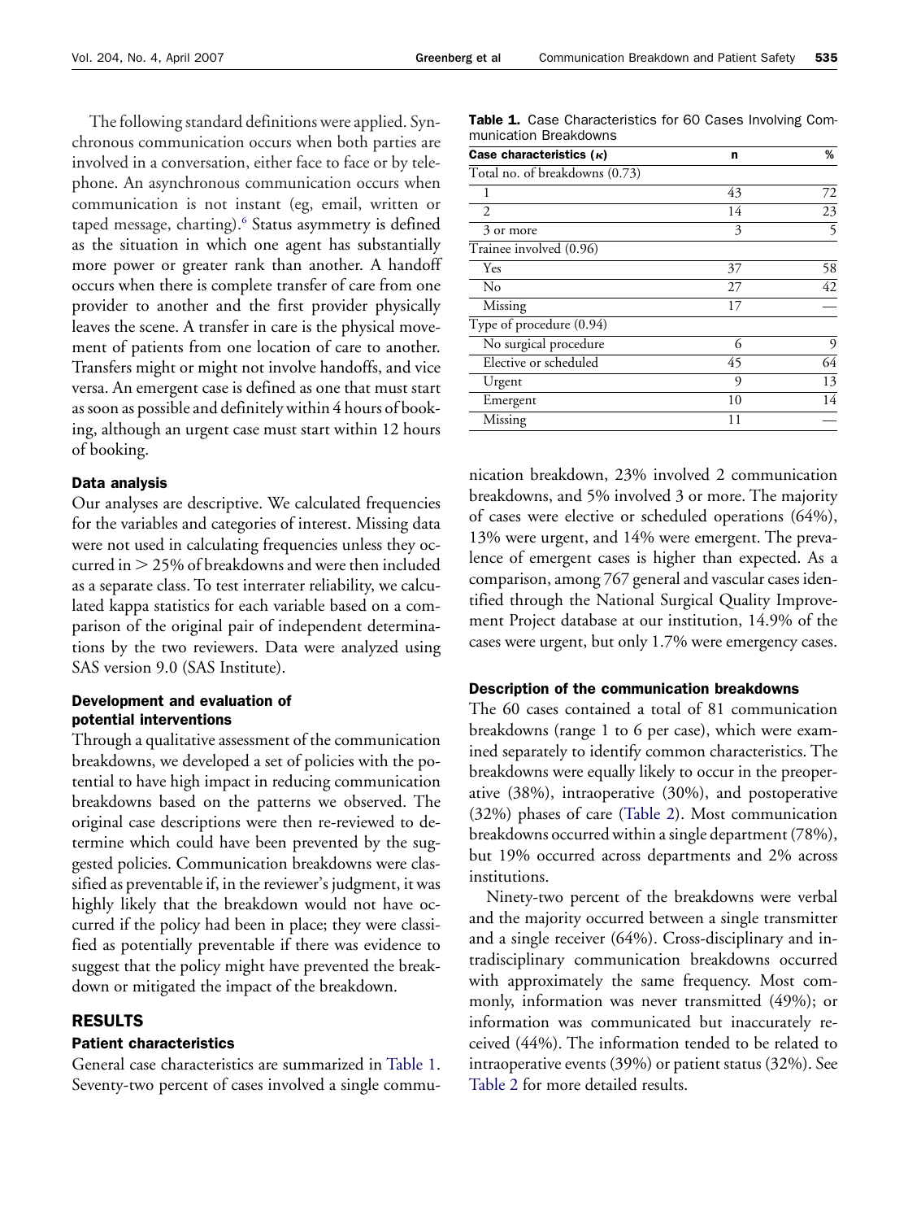The following standard definitions were applied. Synchronous communication occurs when both parties are involved in a conversation, either face to face or by telephone. An asynchronous communication occurs when communication is not instant (eg, email, written or taped message, charting).[6] Status asymmetry is defined as the situation in which one agent has substantially more power or greater rank than another. A handoff occurs when there is complete transfer of care from one provider to another and the first provider physically leaves the scene. A transfer in care is the physical movement of patients from one location of care to another. Transfers might or might not involve handoffs, and vice versa. An emergent case is defined as one that must start as soon as possible and definitely within 4 hours of booking, although an urgent case must start within 12 hours of booking.

### Data analysis

Our analyses are descriptive. We calculated frequencies for the variables and categories of interest. Missing data were not used in calculating frequencies unless they occurred in > 25% of breakdowns and were then included as a separate class. To test interrater reliability, we calculated kappa statistics for each variable based on a comparison of the original pair of independent determinations by the two reviewers. Data were analyzed using SAS version 9.0 (SAS Institute).

### Development and evaluation of potential interventions

Through a qualitative assessment of the communication breakdowns, we developed a set of policies with the potential to have high impact in reducing communication breakdowns based on the patterns we observed. The original case descriptions were then re-reviewed to determine which could have been prevented by the suggested policies. Communication breakdowns were classified as preventable if, in the reviewer's judgment, it was highly likely that the breakdown would not have occurred if the policy had been in place; they were classified as potentially preventable if there was evidence to suggest that the policy might have prevented the breakdown or mitigated the impact of the breakdown.

## RESULTS

### Patient characteristics

General case characteristics are summarized in Table 1. Seventy-two percent of cases involved a single communication breakdown, 23% involved 2 communication breakdowns, and 5% involved 3 or more. The majority of cases were elective or scheduled operations (64%), 13% were urgent, and 14% were emergent. The prevalence of emergent cases is higher than expected. As a comparison, among 767 general and vascular cases identified through the National Surgical Quality Improvement Project database at our institution, 14.9% of the cases were urgent, but only 1.7% were emergency cases.

**Table 1.** Case Characteristics for 60 Cases Involving Communication Breakdowns

| Case characteristics ($\kappa$) | n | % |
|---|---|---|
| Total no. of breakdowns (0.73) | | |
| 1 | 43 | 72 |
| 2 | 14 | 23 |
| 3 or more | 3 | 5 |
| Trainee involved (0.96) | | |
| Yes | 37 | 58 |
| No | 27 | 42 |
| Missing | 17 | — |
| Type of procedure (0.94) | | |
| No surgical procedure | 6 | 9 |
| Elective or scheduled | 45 | 64 |
| Urgent | 9 | 13 |
| Emergent | 10 | 14 |
| Missing | 11 | — |

### Description of the communication breakdowns

The 60 cases contained a total of 81 communication breakdowns (range 1 to 6 per case), which were examined separately to identify common characteristics. The breakdowns were equally likely to occur in the preoperative (38%), intraoperative (30%), and postoperative (32%) phases of care (Table 2). Most communication breakdowns occurred within a single department (78%), but 19% occurred across departments and 2% across institutions.

Ninety-two percent of the breakdowns were verbal and the majority occurred between a single transmitter and a single receiver (64%). Cross-disciplinary and intradisciplinary communication breakdowns occurred with approximately the same frequency. Most commonly, information was never transmitted (49%); or information was communicated but inaccurately received (44%). The information tended to be related to intraoperative events (39%) or patient status (32%). See Table 2 for more detailed results.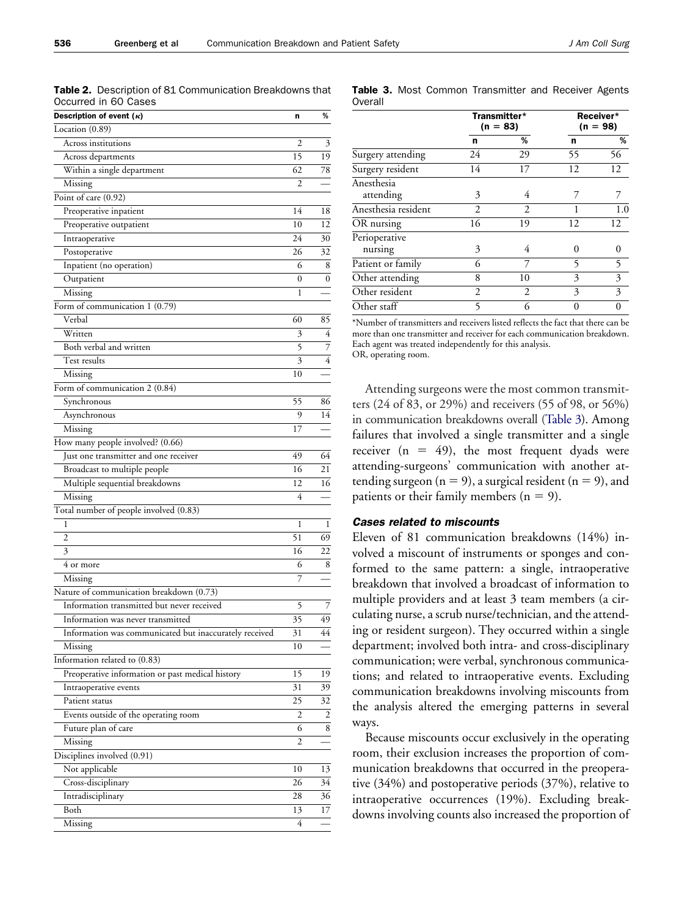**Table 2.** Description of 81 Communication Breakdowns that Occurred in 60 Cases

| Description of event (κ) | n | % |
|---|---|---|
| Location (0.89) | | |
| Across institutions | 2 | 3 |
| Across departments | 15 | 19 |
| Within a single department | 62 | 78 |
| Missing | 2 | — |
| Point of care (0.92) | | |
| Preoperative inpatient | 14 | 18 |
| Preoperative outpatient | 10 | 12 |
| Intraoperative | 24 | 30 |
| Postoperative | 26 | 32 |
| Inpatient (no operation) | 6 | 8 |
| Outpatient | 0 | 0 |
| Missing | 1 | — |
| Form of communication 1 (0.79) | | |
| Verbal | 60 | 85 |
| Written | 3 | 4 |
| Both verbal and written | 5 | 7 |
| Test results | 3 | 4 |
| Missing | 10 | — |
| Form of communication 2 (0.84) | | |
| Synchronous | 55 | 86 |
| Asynchronous | 9 | 14 |
| Missing | 17 | — |
| How many people involved? (0.66) | | |
| Just one transmitter and one receiver | 49 | 64 |
| Broadcast to multiple people | 16 | 21 |
| Multiple sequential breakdowns | 12 | 16 |
| Missing | 4 | — |
| Total number of people involved (0.83) | | |
| 1 | 1 | 1 |
| 2 | 51 | 69 |
| 3 | 16 | 22 |
| 4 or more | 6 | 8 |
| Missing | 7 | — |
| Nature of communication breakdown (0.73) | | |
| Information transmitted but never received | 5 | 7 |
| Information was never transmitted | 35 | 49 |
| Information was communicated but inaccurately received | 31 | 44 |
| Missing | 10 | — |
| Information related to (0.83) | | |
| Preoperative information or past medical history | 15 | 19 |
| Intraoperative events | 31 | 39 |
| Patient status | 25 | 32 |
| Events outside of the operating room | 2 | 2 |
| Future plan of care | 6 | 8 |
| Missing | 2 | — |
| Disciplines involved (0.91) | | |
| Not applicable | 10 | 13 |
| Cross-disciplinary | 26 | 34 |
| Intradisciplinary | 28 | 36 |
| Both | 13 | 17 |
| Missing | 4 | — |

**Table 3.** Most Common Transmitter and Receiver Agents Overall

| | Transmitter* (n = 83) | | Receiver* (n = 98) | |
|---|---|---|---|---|
| | n | % | n | % |
| Surgery attending | 24 | 29 | 55 | 56 |
| Surgery resident | 14 | 17 | 12 | 12 |
| Anesthesia attending | 3 | 4 | 7 | 7 |
| Anesthesia resident | 2 | 2 | 1 | 1.0 |
| OR nursing | 16 | 19 | 12 | 12 |
| Perioperative nursing | 3 | 4 | 0 | 0 |
| Patient or family | 6 | 7 | 5 | 5 |
| Other attending | 8 | 10 | 3 | 3 |
| Other resident | 2 | 2 | 3 | 3 |
| Other staff | 5 | 6 | 0 | 0 |

*Number of transmitters and receivers listed reflects the fact that there can be more than one transmitter and receiver for each communication breakdown. Each agent was treated independently for this analysis.
OR, operating room.

Attending surgeons were the most common transmitters (24 of 83, or 29%) and receivers (55 of 98, or 56%) in communication breakdowns overall (Table 3). Among failures that involved a single transmitter and a single receiver (n = 49), the most frequent dyads were attending-surgeons' communication with another attending surgeon (n = 9), a surgical resident (n = 9), and patients or their family members (n = 9).

### *Cases related to miscounts*

Eleven of 81 communication breakdowns (14%) involved a miscount of instruments or sponges and conformed to the same pattern: a single, intraoperative breakdown that involved a broadcast of information to multiple providers and at least 3 team members (a circulating nurse, a scrub nurse/technician, and the attending or resident surgeon). They occurred within a single department; involved both intra- and cross-disciplinary communication; were verbal, synchronous communications; and related to intraoperative events. Excluding communication breakdowns involving miscounts from the analysis altered the emerging patterns in several ways.

Because miscounts occur exclusively in the operating room, their exclusion increases the proportion of communication breakdowns that occurred in the preoperative (34%) and postoperative periods (37%), relative to intraoperative occurrences (19%). Excluding breakdowns involving counts also increased the proportion of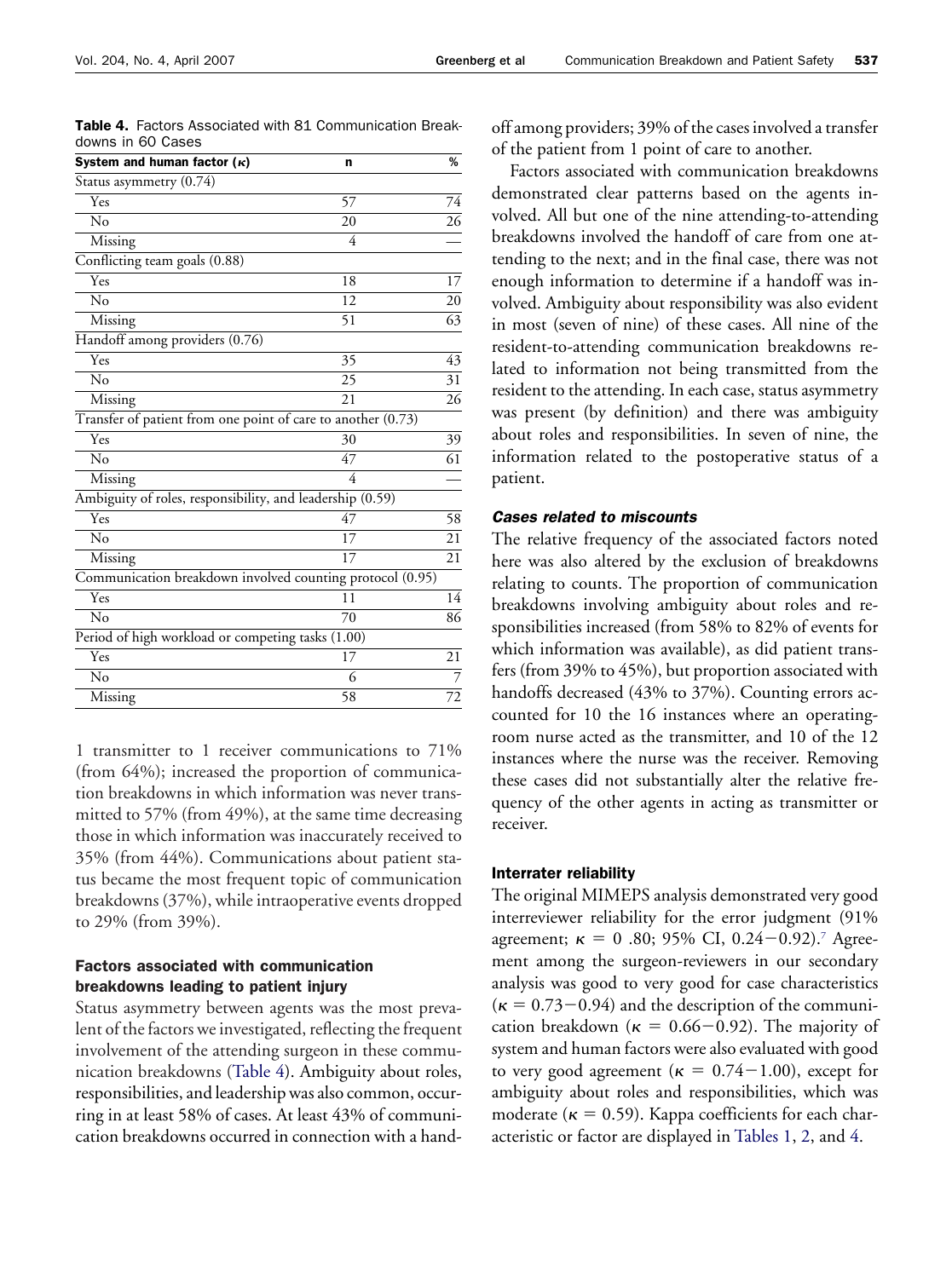**Table 4.** Factors Associated with 81 Communication Breakdowns in 60 Cases

| System and human factor ($\kappa$) | n | % |
|---|---|---|
| Status asymmetry (0.74) | | |
| Yes | 57 | 74 |
| No | 20 | 26 |
| Missing | 4 | — |
| Conflicting team goals (0.88) | | |
| Yes | 18 | 17 |
| No | 12 | 20 |
| Missing | 51 | 63 |
| Handoff among providers (0.76) | | |
| Yes | 35 | 43 |
| No | 25 | 31 |
| Missing | 21 | 26 |
| Transfer of patient from one point of care to another (0.73) | | |
| Yes | 30 | 39 |
| No | 47 | 61 |
| Missing | 4 | — |
| Ambiguity of roles, responsibility, and leadership (0.59) | | |
| Yes | 47 | 58 |
| No | 17 | 21 |
| Missing | 17 | 21 |
| Communication breakdown involved counting protocol (0.95) | | |
| Yes | 11 | 14 |
| No | 70 | 86 |
| Period of high workload or competing tasks (1.00) | | |
| Yes | 17 | 21 |
| No | 6 | 7 |
| Missing | 58 | 72 |

1 transmitter to 1 receiver communications to 71% (from 64%); increased the proportion of communication breakdowns in which information was never transmitted to 57% (from 49%), at the same time decreasing those in which information was inaccurately received to 35% (from 44%). Communications about patient status became the most frequent topic of communication breakdowns (37%), while intraoperative events dropped to 29% (from 39%).

### Factors associated with communication breakdowns leading to patient injury

Status asymmetry between agents was the most prevalent of the factors we investigated, reflecting the frequent involvement of the attending surgeon in these communication breakdowns (Table 4). Ambiguity about roles, responsibilities, and leadership was also common, occurring in at least 58% of cases. At least 43% of communication breakdowns occurred in connection with a handoff among providers; 39% of the cases involved a transfer of the patient from 1 point of care to another.

Factors associated with communication breakdowns demonstrated clear patterns based on the agents involved. All but one of the nine attending-to-attending breakdowns involved the handoff of care from one attending to the next; and in the final case, there was not enough information to determine if a handoff was involved. Ambiguity about responsibility was also evident in most (seven of nine) of these cases. All nine of the resident-to-attending communication breakdowns related to information not being transmitted from the resident to the attending. In each case, status asymmetry was present (by definition) and there was ambiguity about roles and responsibilities. In seven of nine, the information related to the postoperative status of a patient.

#### *Cases related to miscounts*

The relative frequency of the associated factors noted here was also altered by the exclusion of breakdowns relating to counts. The proportion of communication breakdowns involving ambiguity about roles and responsibilities increased (from 58% to 82% of events for which information was available), as did patient transfers (from 39% to 45%), but proportion associated with handoffs decreased (43% to 37%). Counting errors accounted for 10 the 16 instances where an operating-room nurse acted as the transmitter, and 10 of the 12 instances where the nurse was the receiver. Removing these cases did not substantially alter the relative frequency of the other agents in acting as transmitter or receiver.

### Interrater reliability

The original MIMEPS analysis demonstrated very good interreviewer reliability for the error judgment (91% agreement; $\kappa$ = 0 .80; 95% CI, 0.24−0.92).[7] Agreement among the surgeon-reviewers in our secondary analysis was good to very good for case characteristics ($\kappa$ = 0.73−0.94) and the description of the communication breakdown ($\kappa$ = 0.66−0.92). The majority of system and human factors were also evaluated with good to very good agreement ($\kappa$ = 0.74−1.00), except for ambiguity about roles and responsibilities, which was moderate ($\kappa$ = 0.59). Kappa coefficients for each characteristic or factor are displayed in Tables 1, 2, and 4.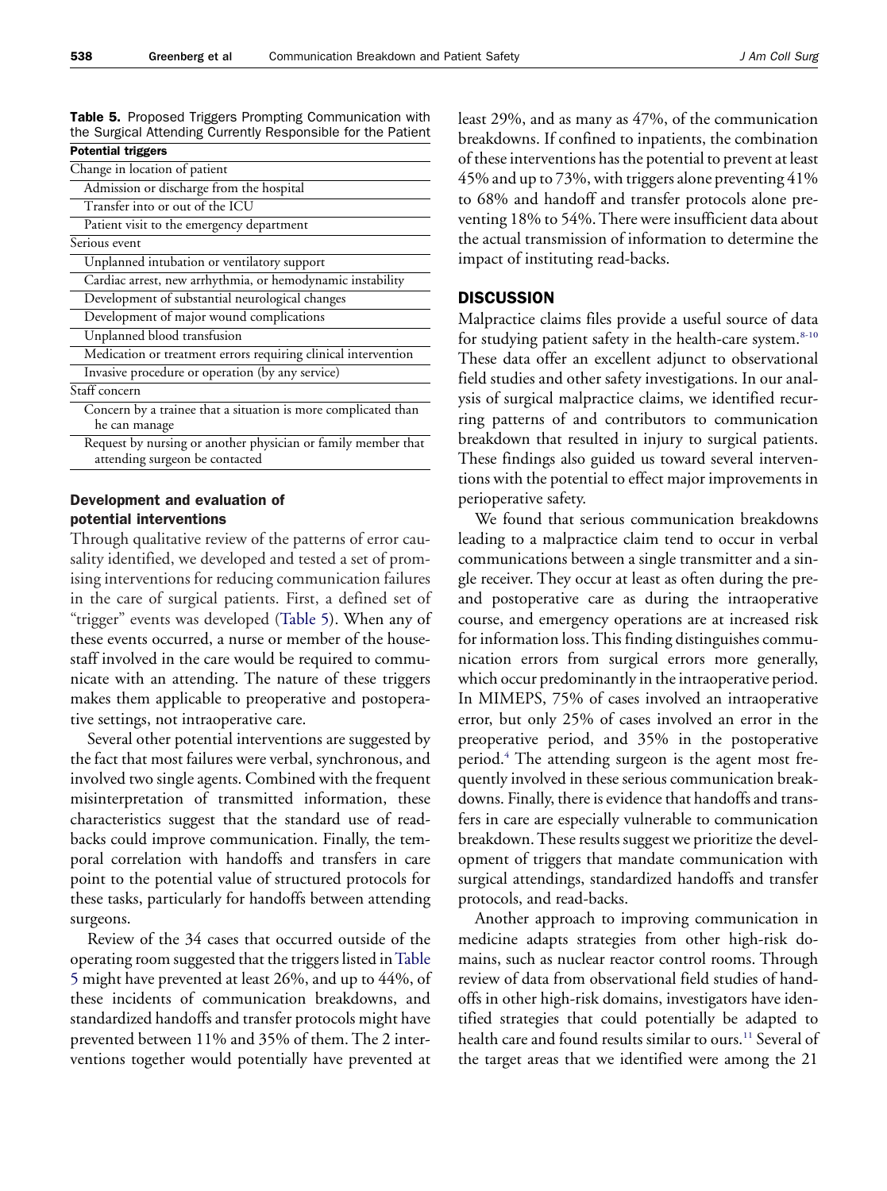**Table 5.** Proposed Triggers Prompting Communication with the Surgical Attending Currently Responsible for the Patient

| Potential triggers |
|---|
| Change in location of patient |
| Admission or discharge from the hospital |
| Transfer into or out of the ICU |
| Patient visit to the emergency department |
| Serious event |
| Unplanned intubation or ventilatory support |
| Cardiac arrest, new arrhythmia, or hemodynamic instability |
| Development of substantial neurological changes |
| Development of major wound complications |
| Unplanned blood transfusion |
| Medication or treatment errors requiring clinical intervention |
| Invasive procedure or operation (by any service) |
| Staff concern |
| Concern by a trainee that a situation is more complicated than he can manage |
| Request by nursing or another physician or family member that attending surgeon be contacted |

### Development and evaluation of potential interventions

Through qualitative review of the patterns of error causality identified, we developed and tested a set of promising interventions for reducing communication failures in the care of surgical patients. First, a defined set of "trigger" events was developed (Table 5). When any of these events occurred, a nurse or member of the housestaff involved in the care would be required to communicate with an attending. The nature of these triggers makes them applicable to preoperative and postoperative settings, not intraoperative care.

Several other potential interventions are suggested by the fact that most failures were verbal, synchronous, and involved two single agents. Combined with the frequent misinterpretation of transmitted information, these characteristics suggest that the standard use of readbacks could improve communication. Finally, the temporal correlation with handoffs and transfers in care point to the potential value of structured protocols for these tasks, particularly for handoffs between attending surgeons.

Review of the 34 cases that occurred outside of the operating room suggested that the triggers listed in Table 5 might have prevented at least 26%, and up to 44%, of these incidents of communication breakdowns, and standardized handoffs and transfer protocols might have prevented between 11% and 35% of them. The 2 interventions together would potentially have prevented at least 29%, and as many as 47%, of the communication breakdowns. If confined to inpatients, the combination of these interventions has the potential to prevent at least 45% and up to 73%, with triggers alone preventing 41% to 68% and handoff and transfer protocols alone preventing 18% to 54%. There were insufficient data about the actual transmission of information to determine the impact of instituting read-backs.

## DISCUSSION

Malpractice claims files provide a useful source of data for studying patient safety in the health-care system.[8-10] These data offer an excellent adjunct to observational field studies and other safety investigations. In our analysis of surgical malpractice claims, we identified recurring patterns of and contributors to communication breakdown that resulted in injury to surgical patients. These findings also guided us toward several interventions with the potential to effect major improvements in perioperative safety.

We found that serious communication breakdowns leading to a malpractice claim tend to occur in verbal communications between a single transmitter and a single receiver. They occur at least as often during the pre- and postoperative care as during the intraoperative course, and emergency operations are at increased risk for information loss. This finding distinguishes communication errors from surgical errors more generally, which occur predominantly in the intraoperative period. In MIMEPS, 75% of cases involved an intraoperative error, but only 25% of cases involved an error in the preoperative period, and 35% in the postoperative period.[4] The attending surgeon is the agent most frequently involved in these serious communication breakdowns. Finally, there is evidence that handoffs and transfers in care are especially vulnerable to communication breakdown. These results suggest we prioritize the development of triggers that mandate communication with surgical attendings, standardized handoffs and transfer protocols, and read-backs.

Another approach to improving communication in medicine adapts strategies from other high-risk domains, such as nuclear reactor control rooms. Through review of data from observational field studies of handoffs in other high-risk domains, investigators have identified strategies that could potentially be adapted to health care and found results similar to ours.[11] Several of the target areas that we identified were among the 21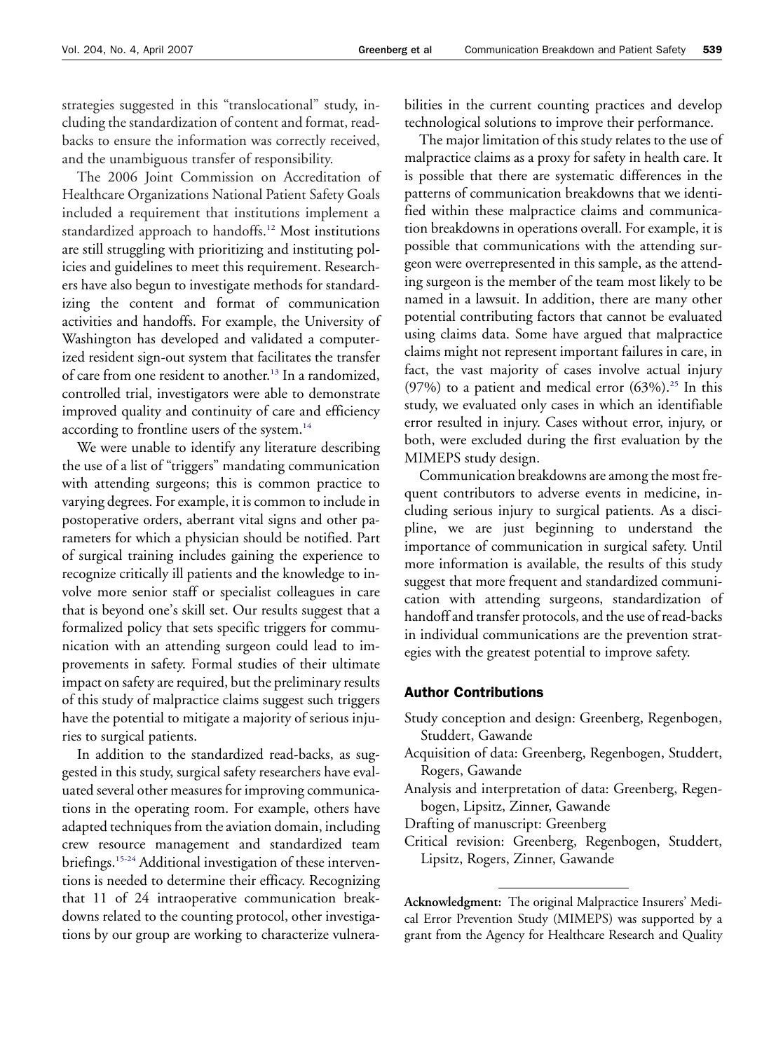strategies suggested in this "translocational" study, including the standardization of content and format, readbacks to ensure the information was correctly received, and the unambiguous transfer of responsibility.

The 2006 Joint Commission on Accreditation of Healthcare Organizations National Patient Safety Goals included a requirement that institutions implement a standardized approach to handoffs.[12] Most institutions are still struggling with prioritizing and instituting policies and guidelines to meet this requirement. Researchers have also begun to investigate methods for standardizing the content and format of communication activities and handoffs. For example, the University of Washington has developed and validated a computerized resident sign-out system that facilitates the transfer of care from one resident to another.[13] In a randomized, controlled trial, investigators were able to demonstrate improved quality and continuity of care and efficiency according to frontline users of the system.[14]

We were unable to identify any literature describing the use of a list of "triggers" mandating communication with attending surgeons; this is common practice to varying degrees. For example, it is common to include in postoperative orders, aberrant vital signs and other parameters for which a physician should be notified. Part of surgical training includes gaining the experience to recognize critically ill patients and the knowledge to involve more senior staff or specialist colleagues in care that is beyond one's skill set. Our results suggest that a formalized policy that sets specific triggers for communication with an attending surgeon could lead to improvements in safety. Formal studies of their ultimate impact on safety are required, but the preliminary results of this study of malpractice claims suggest such triggers have the potential to mitigate a majority of serious injuries to surgical patients.

In addition to the standardized read-backs, as suggested in this study, surgical safety researchers have evaluated several other measures for improving communications in the operating room. For example, others have adapted techniques from the aviation domain, including crew resource management and standardized team briefings.[15-24] Additional investigation of these interventions is needed to determine their efficacy. Recognizing that 11 of 24 intraoperative communication breakdowns related to the counting protocol, other investigations by our group are working to characterize vulnerabilities in the current counting practices and develop technological solutions to improve their performance.

The major limitation of this study relates to the use of malpractice claims as a proxy for safety in health care. It is possible that there are systematic differences in the patterns of communication breakdowns that we identified within these malpractice claims and communication breakdowns in operations overall. For example, it is possible that communications with the attending surgeon were overrepresented in this sample, as the attending surgeon is the member of the team most likely to be named in a lawsuit. In addition, there are many other potential contributing factors that cannot be evaluated using claims data. Some have argued that malpractice claims might not represent important failures in care, in fact, the vast majority of cases involve actual injury (97%) to a patient and medical error (63%).[25] In this study, we evaluated only cases in which an identifiable error resulted in injury. Cases without error, injury, or both, were excluded during the first evaluation by the MIMEPS study design.

Communication breakdowns are among the most frequent contributors to adverse events in medicine, including serious injury to surgical patients. As a discipline, we are just beginning to understand the importance of communication in surgical safety. Until more information is available, the results of this study suggest that more frequent and standardized communication with attending surgeons, standardization of handoff and transfer protocols, and the use of read-backs in individual communications are the prevention strategies with the greatest potential to improve safety.

## Author Contributions

Study conception and design: Greenberg, Regenbogen, Studdert, Gawande

Acquisition of data: Greenberg, Regenbogen, Studdert, Rogers, Gawande

Analysis and interpretation of data: Greenberg, Regenbogen, Lipsitz, Zinner, Gawande

Drafting of manuscript: Greenberg

Critical revision: Greenberg, Regenbogen, Studdert, Lipsitz, Rogers, Zinner, Gawande

**Acknowledgment:** The original Malpractice Insurers' Medical Error Prevention Study (MIMEPS) was supported by a grant from the Agency for Healthcare Research and Quality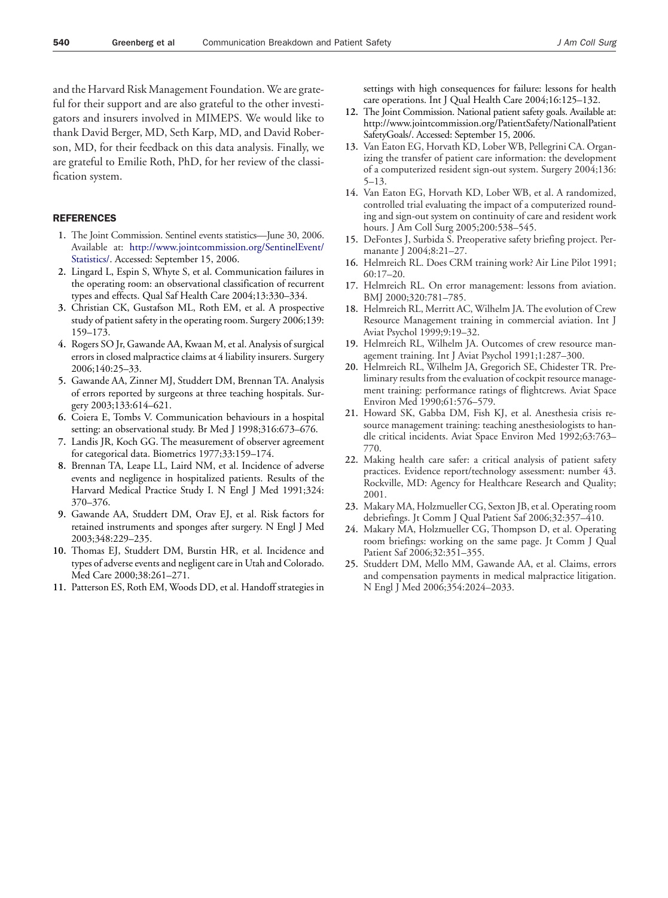and the Harvard Risk Management Foundation. We are grateful for their support and are also grateful to the other investigators and insurers involved in MIMEPS. We would like to thank David Berger, MD, Seth Karp, MD, and David Roberson, MD, for their feedback on this data analysis. Finally, we are grateful to Emilie Roth, PhD, for her review of the classification system.

## REFERENCES

1. The Joint Commission. Sentinel events statistics—June 30, 2006. Available at: http://www.jointcommission.org/SentinelEvent/Statistics/. Accessed: September 15, 2006.
2. Lingard L, Espin S, Whyte S, et al. Communication failures in the operating room: an observational classification of recurrent types and effects. Qual Saf Health Care 2004;13:330–334.
3. Christian CK, Gustafson ML, Roth EM, et al. A prospective study of patient safety in the operating room. Surgery 2006;139: 159–173.
4. Rogers SO Jr, Gawande AA, Kwaan M, et al. Analysis of surgical errors in closed malpractice claims at 4 liability insurers. Surgery 2006;140:25–33.
5. Gawande AA, Zinner MJ, Studdert DM, Brennan TA. Analysis of errors reported by surgeons at three teaching hospitals. Surgery 2003;133:614–621.
6. Coiera E, Tombs V. Communication behaviours in a hospital setting: an observational study. Br Med J 1998;316:673–676.
7. Landis JR, Koch GG. The measurement of observer agreement for categorical data. Biometrics 1977;33:159–174.
8. Brennan TA, Leape LL, Laird NM, et al. Incidence of adverse events and negligence in hospitalized patients. Results of the Harvard Medical Practice Study I. N Engl J Med 1991;324: 370–376.
9. Gawande AA, Studdert DM, Orav EJ, et al. Risk factors for retained instruments and sponges after surgery. N Engl J Med 2003;348:229–235.
10. Thomas EJ, Studdert DM, Burstin HR, et al. Incidence and types of adverse events and negligent care in Utah and Colorado. Med Care 2000;38:261–271.
11. Patterson ES, Roth EM, Woods DD, et al. Handoff strategies in settings with high consequences for failure: lessons for health care operations. Int J Qual Health Care 2004;16:125–132.
12. The Joint Commission. National patient safety goals. Available at: http://www.jointcommission.org/PatientSafety/NationalPatientSafetyGoals/. Accessed: September 15, 2006.
13. Van Eaton EG, Horvath KD, Lober WB, Pellegrini CA. Organizing the transfer of patient care information: the development of a computerized resident sign-out system. Surgery 2004;136: 5–13.
14. Van Eaton EG, Horvath KD, Lober WB, et al. A randomized, controlled trial evaluating the impact of a computerized rounding and sign-out system on continuity of care and resident work hours. J Am Coll Surg 2005;200:538–545.
15. DeFontes J, Surbida S. Preoperative safety briefing project. Permanante J 2004;8:21–27.
16. Helmreich RL. Does CRM training work? Air Line Pilot 1991; 60:17–20.
17. Helmreich RL. On error management: lessons from aviation. BMJ 2000;320:781–785.
18. Helmreich RL, Merritt AC, Wilhelm JA. The evolution of Crew Resource Management training in commercial aviation. Int J Aviat Psychol 1999;9:19–32.
19. Helmreich RL, Wilhelm JA. Outcomes of crew resource management training. Int J Aviat Psychol 1991;1:287–300.
20. Helmreich RL, Wilhelm JA, Gregorich SE, Chidester TR. Preliminary results from the evaluation of cockpit resource management training: performance ratings of flightcrews. Aviat Space Environ Med 1990;61:576–579.
21. Howard SK, Gabba DM, Fish KJ, et al. Anesthesia crisis resource management training: teaching anesthesiologists to handle critical incidents. Aviat Space Environ Med 1992;63:763–770.
22. Making health care safer: a critical analysis of patient safety practices. Evidence report/technology assessment: number 43. Rockville, MD: Agency for Healthcare Research and Quality; 2001.
23. Makary MA, Holzmueller CG, Sexton JB, et al. Operating room debriefings. Jt Comm J Qual Patient Saf 2006;32:357–410.
24. Makary MA, Holzmueller CG, Thompson D, et al. Operating room briefings: working on the same page. Jt Comm J Qual Patient Saf 2006;32:351–355.
25. Studdert DM, Mello MM, Gawande AA, et al. Claims, errors and compensation payments in medical malpractice litigation. N Engl J Med 2006;354:2024–2033.